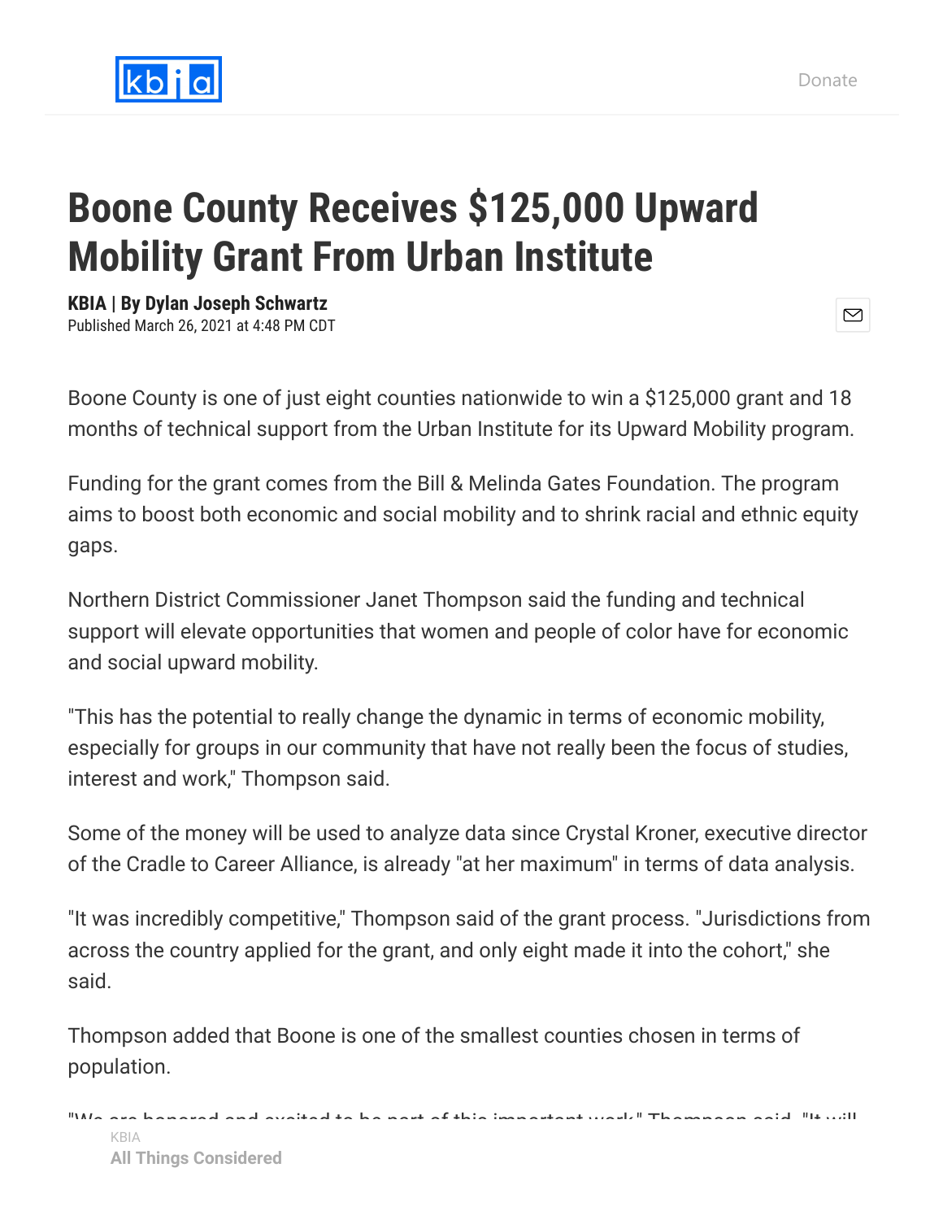# Boone County Receives $125,000 Upward Mobility Grant From Urban Institute

**KBIA | By Dylan Joseph Schwartz**
Published March 26, 2021 at 4:48 PM CDT

Boone County is one of just eight counties nationwide to win a $125,000 grant and 18 months of technical support from the Urban Institute for its Upward Mobility program.

Funding for the grant comes from the Bill & Melinda Gates Foundation. The program aims to boost both economic and social mobility and to shrink racial and ethnic equity gaps.

Northern District Commissioner Janet Thompson said the funding and technical support will elevate opportunities that women and people of color have for economic and social upward mobility.

"This has the potential to really change the dynamic in terms of economic mobility, especially for groups in our community that have not really been the focus of studies, interest and work," Thompson said.

Some of the money will be used to analyze data since Crystal Kroner, executive director of the Cradle to Career Alliance, is already "at her maximum" in terms of data analysis.

"It was incredibly competitive," Thompson said of the grant process. "Jurisdictions from across the country applied for the grant, and only eight made it into the cohort," she said.

Thompson added that Boone is one of the smallest counties chosen in terms of population.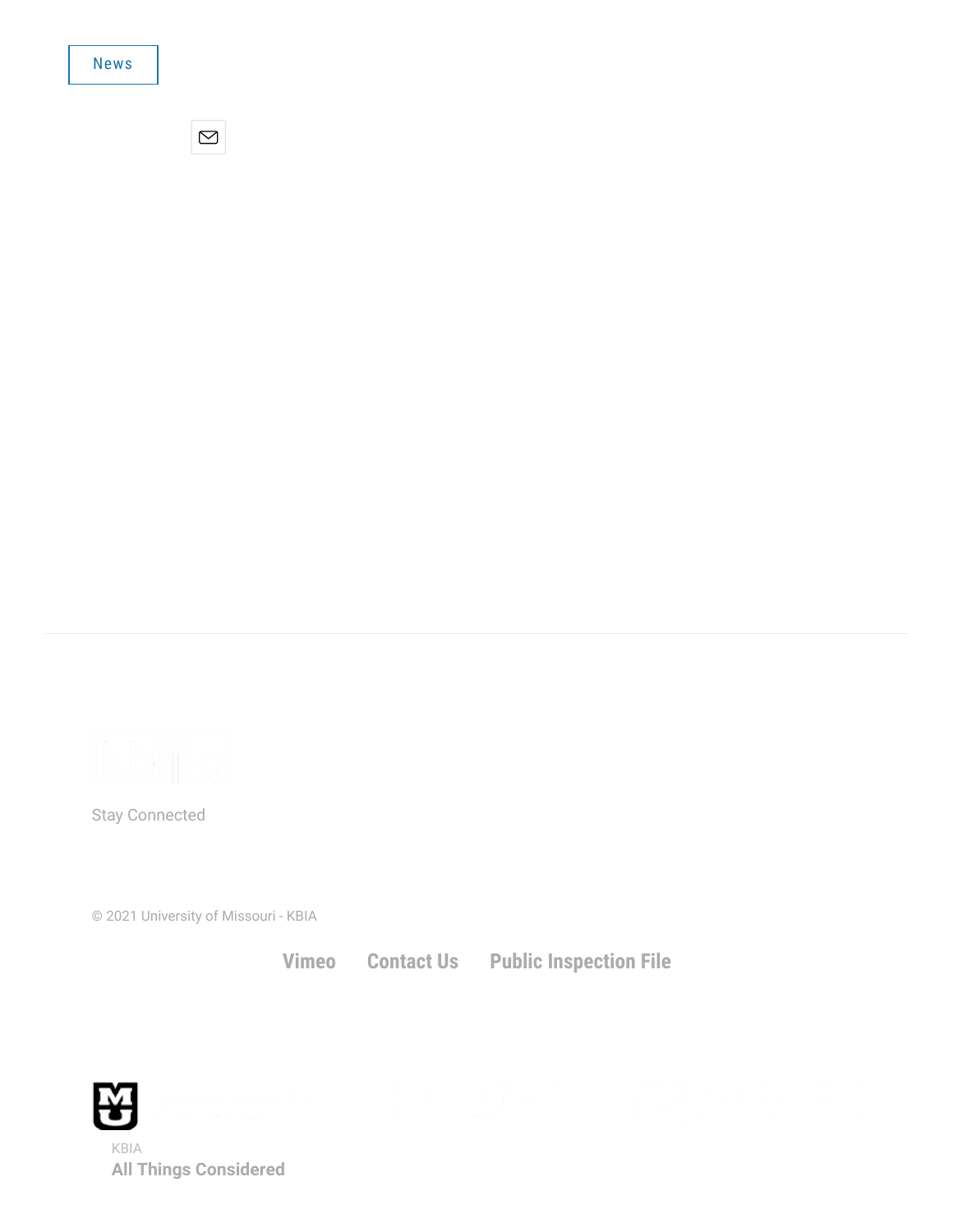News

Stay Connected

© 2021 University of Missouri - KBIA

Vimeo Contact Us Public Inspection File

KBIA

**All Things Considered**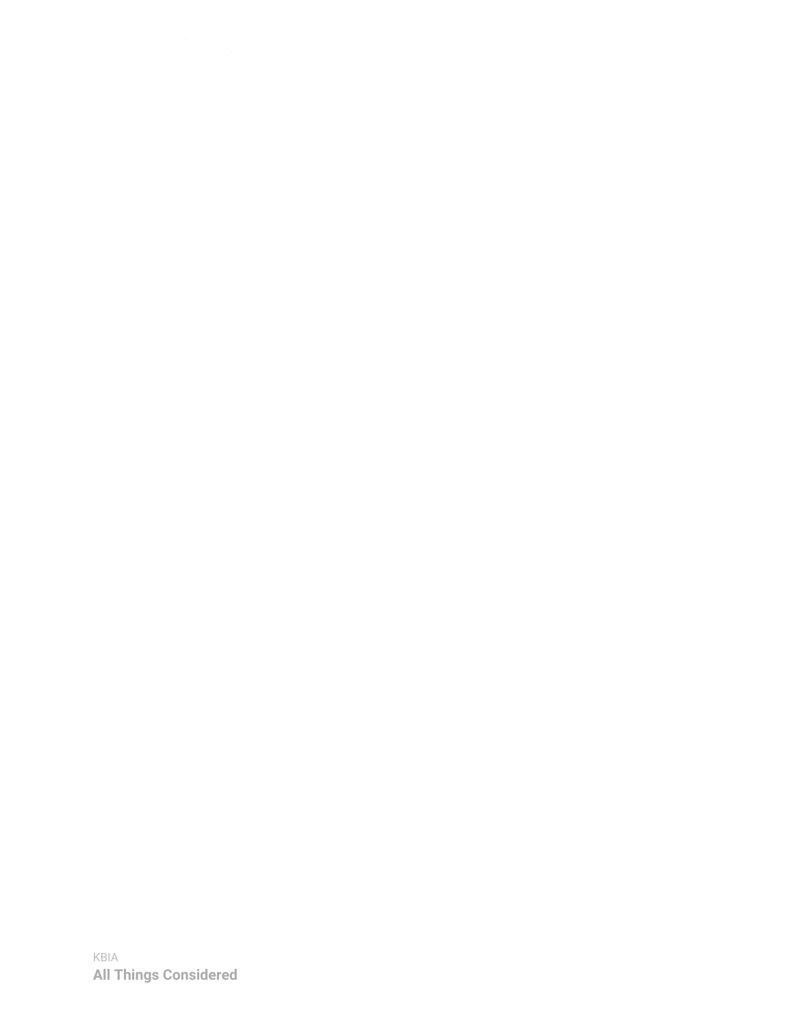KBIA

**All Things Considered**